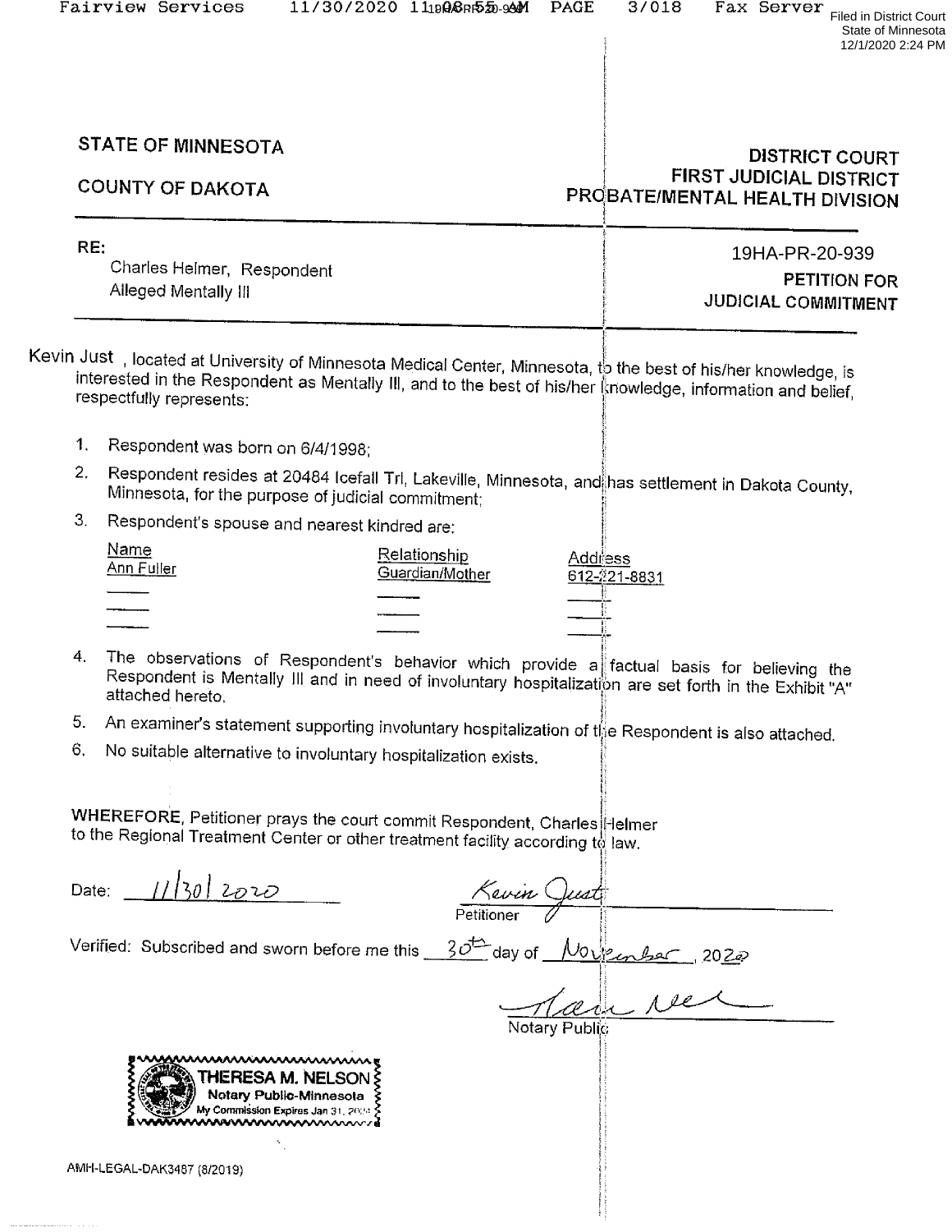Filed in District Court
State of Minnesota
12/1/2020 2:24 PM

| STATE OF MINNESOTA | DISTRICT COURT |
|---|---|
| COUNTY OF DAKOTA | FIRST JUDICIAL DISTRICT PROBATE/MENTAL HEALTH DIVISION |

RE:
Charles Helmer, Respondent
Alleged Mentally Ill

19HA-PR-20-939
**PETITION FOR JUDICIAL COMMITMENT**

Kevin Just , located at University of Minnesota Medical Center, Minnesota, to the best of his/her knowledge, is interested in the Respondent as Mentally Ill, and to the best of his/her knowledge, information and belief, respectfully represents:

1. Respondent was born on 6/4/1998;
2. Respondent resides at 20484 Icefall Trl, Lakeville, Minnesota, and has settlement in Dakota County, Minnesota, for the purpose of judicial commitment;
3. Respondent's spouse and nearest kindred are:

| Name | Relationship | Address |
|---|---|---|
| Ann Fuller | Guardian/Mother | 612-221-8831 |
| | | |
| | | |
| | | |

4. The observations of Respondent's behavior which provide a factual basis for believing the Respondent is Mentally Ill and in need of involuntary hospitalization are set forth in the Exhibit "A" attached hereto.
5. An examiner's statement supporting involuntary hospitalization of the Respondent is also attached.
6. No suitable alternative to involuntary hospitalization exists.

**WHEREFORE**, Petitioner prays the court commit Respondent, Charles Helmer to the Regional Treatment Center or other treatment facility according to law.

Date: 11/30/2020

Kevin Just
Petitioner

Verified: Subscribed and sworn before me this 30th day of November, 2020

[Signature]
Notary Public

THERESA M. NELSON
Notary Public-Minnesota
My Commission Expires Jan 31, 20__

AMH-LEGAL-DAK3487 (8/2019)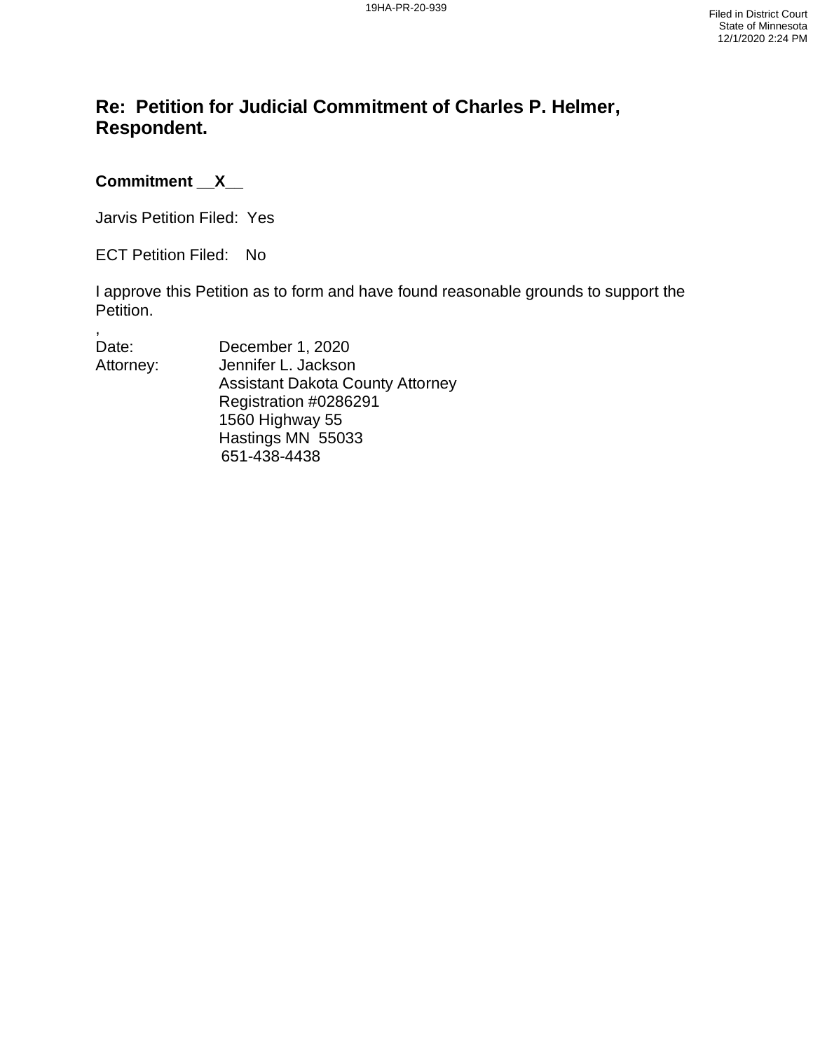**Re: Petition for Judicial Commitment of Charles P. Helmer, Respondent.**

**Commitment __X__**

Jarvis Petition Filed: Yes

ECT Petition Filed: No

I approve this Petition as to form and have found reasonable grounds to support the Petition.

,

Date: December 1, 2020

Attorney: Jennifer L. Jackson
Assistant Dakota County Attorney
Registration #0286291
1560 Highway 55
Hastings MN 55033
651-438-4438